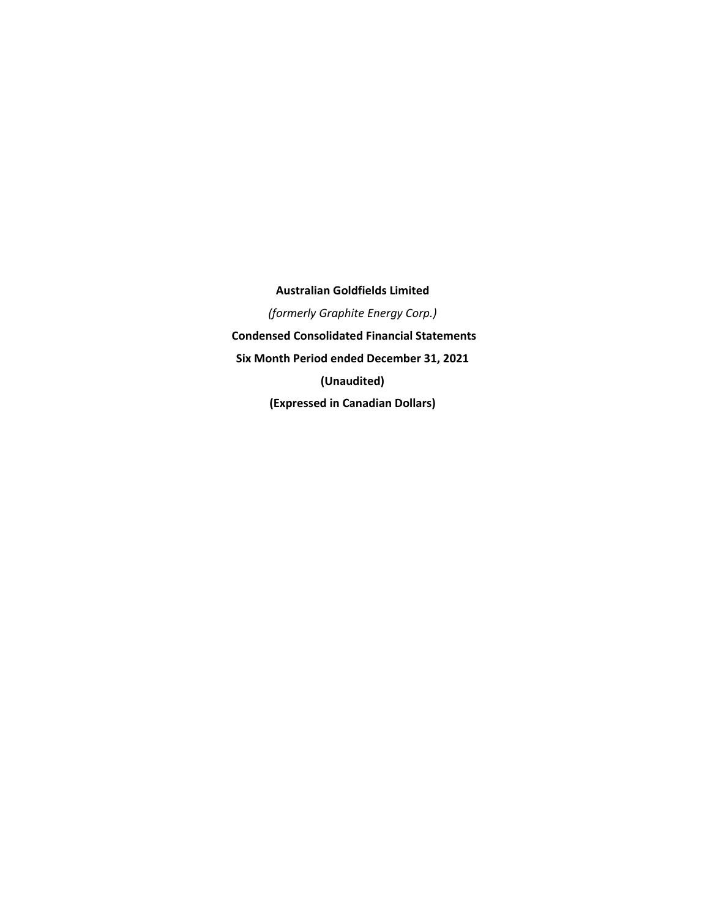**Australian Goldfields Limited**

*(formerly Graphite Energy Corp.)*

**Condensed Consolidated Financial Statements**

**Six Month Period ended December 31, 2021**

**(Unaudited)**

**(Expressed in Canadian Dollars)**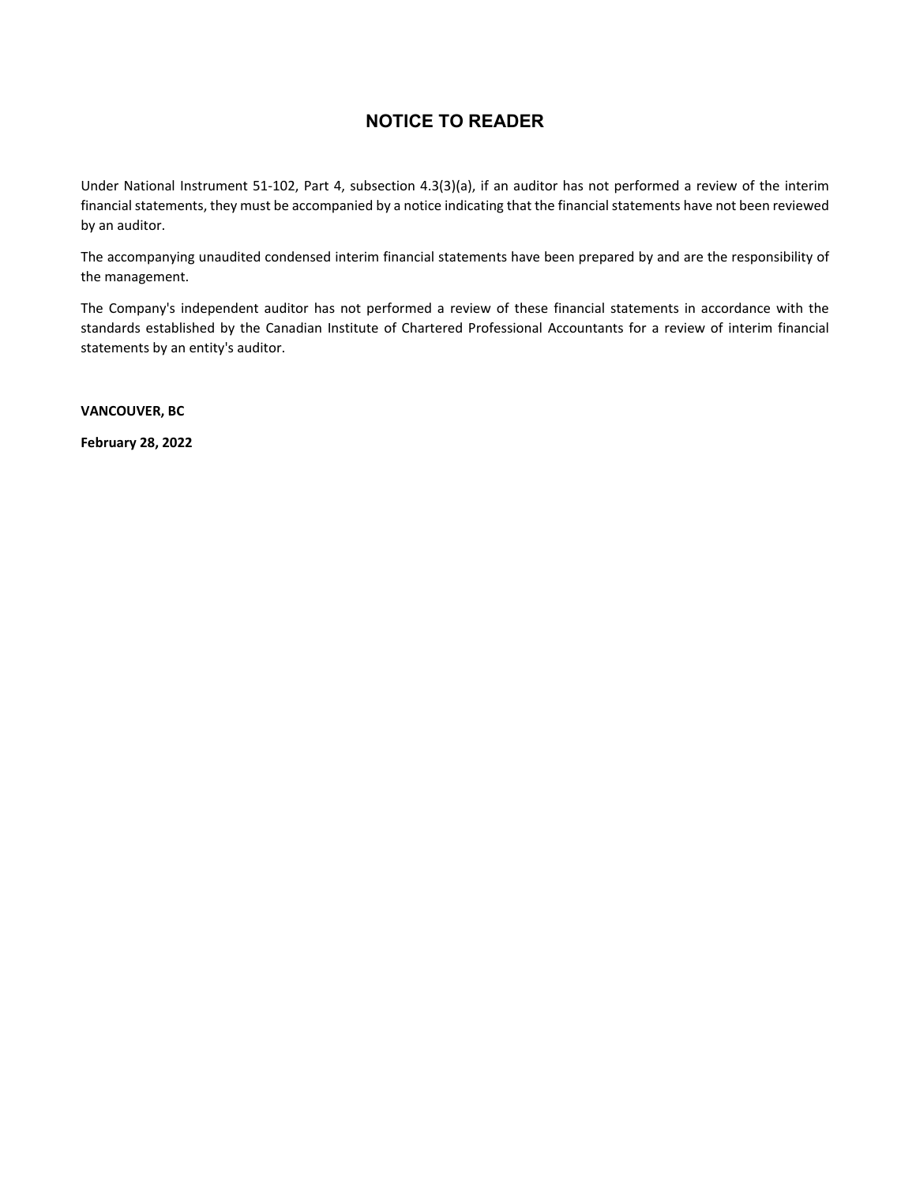# NOTICE TO READER

Under National Instrument 51-102, Part 4, subsection 4.3(3)(a), if an auditor has not performed a review of the interim financial statements, they must be accompanied by a notice indicating that the financial statements have not been reviewed by an auditor.

The accompanying unaudited condensed interim financial statements have been prepared by and are the responsibility of the management.

The Company's independent auditor has not performed a review of these financial statements in accordance with the standards established by the Canadian Institute of Chartered Professional Accountants for a review of interim financial statements by an entity's auditor.

**VANCOUVER, BC**

**February 28, 2022**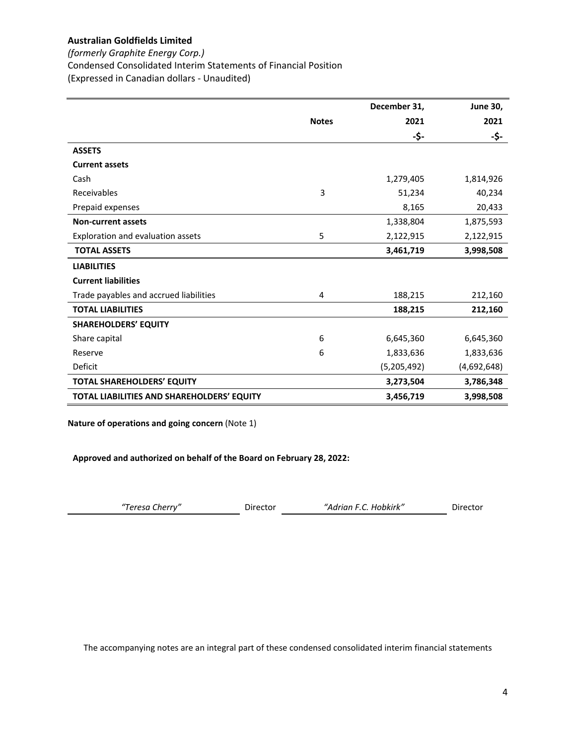**Australian Goldfields Limited**

*(formerly Graphite Energy Corp.)*

Condensed Consolidated Interim Statements of Financial Position

(Expressed in Canadian dollars - Unaudited)

| | Notes | December 31, 2021 -$- | June 30, 2021 -$- |
|---|---|---|---|
| **ASSETS** | | | |
| **Current assets** | | | |
| Cash | | 1,279,405 | 1,814,926 |
| Receivables | 3 | 51,234 | 40,234 |
| Prepaid expenses | | 8,165 | 20,433 |
| **Non-current assets** | | 1,338,804 | 1,875,593 |
| Exploration and evaluation assets | 5 | 2,122,915 | 2,122,915 |
| **TOTAL ASSETS** | | **3,461,719** | **3,998,508** |
| **LIABILITIES** | | | |
| **Current liabilities** | | | |
| Trade payables and accrued liabilities | 4 | 188,215 | 212,160 |
| **TOTAL LIABILITIES** | | **188,215** | **212,160** |
| **SHAREHOLDERS' EQUITY** | | | |
| Share capital | 6 | 6,645,360 | 6,645,360 |
| Reserve | 6 | 1,833,636 | 1,833,636 |
| Deficit | | (5,205,492) | (4,692,648) |
| **TOTAL SHAREHOLDERS' EQUITY** | | **3,273,504** | **3,786,348** |
| **TOTAL LIABILITIES AND SHAREHOLDERS' EQUITY** | | **3,456,719** | **3,998,508** |

**Nature of operations and going concern** (Note 1)

**Approved and authorized on behalf of the Board on February 28, 2022:**

*"Teresa Cherry"* Director *"Adrian F.C. Hobkirk"* Director

The accompanying notes are an integral part of these condensed consolidated interim financial statements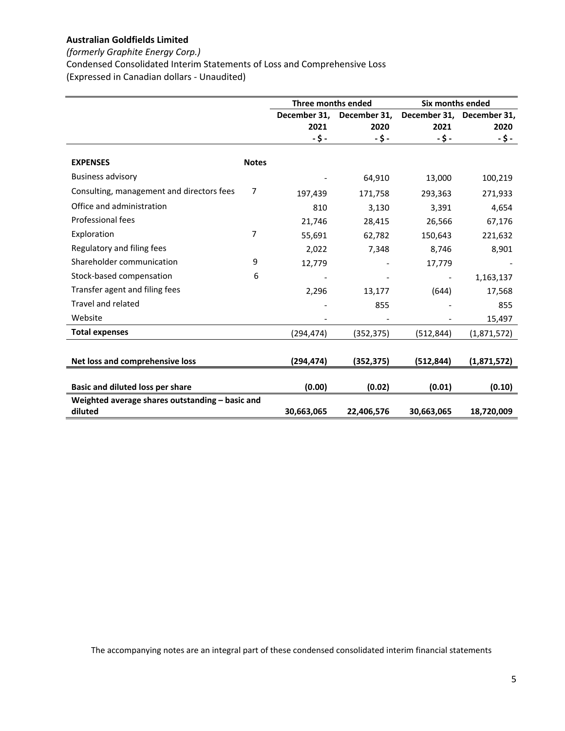**Australian Goldfields Limited**

*(formerly Graphite Energy Corp.)*

Condensed Consolidated Interim Statements of Loss and Comprehensive Loss

(Expressed in Canadian dollars - Unaudited)

| | | Three months ended | | Six months ended | |
|---|---|---|---|---|---|
| | | December 31, 2021 | December 31, 2020 | December 31, 2021 | December 31, 2020 |
| | | - $ - | - $ - | - $ - | - $ - |
| **EXPENSES** | **Notes** | | | | |
| Business advisory | | - | 64,910 | 13,000 | 100,219 |
| Consulting, management and directors fees | 7 | 197,439 | 171,758 | 293,363 | 271,933 |
| Office and administration | | 810 | 3,130 | 3,391 | 4,654 |
| Professional fees | | 21,746 | 28,415 | 26,566 | 67,176 |
| Exploration | 7 | 55,691 | 62,782 | 150,643 | 221,632 |
| Regulatory and filing fees | | 2,022 | 7,348 | 8,746 | 8,901 |
| Shareholder communication | 9 | 12,779 | - | 17,779 | - |
| Stock-based compensation | 6 | - | - | - | 1,163,137 |
| Transfer agent and filing fees | | 2,296 | 13,177 | (644) | 17,568 |
| Travel and related | | - | 855 | - | 855 |
| Website | | - | - | - | 15,497 |
| **Total expenses** | | (294,474) | (352,375) | (512,844) | (1,871,572) |
| **Net loss and comprehensive loss** | | **(294,474)** | **(352,375)** | **(512,844)** | **(1,871,572)** |
| **Basic and diluted loss per share** | | **(0.00)** | **(0.02)** | **(0.01)** | **(0.10)** |
| **Weighted average shares outstanding – basic and diluted** | | **30,663,065** | **22,406,576** | **30,663,065** | **18,720,009** |

The accompanying notes are an integral part of these condensed consolidated interim financial statements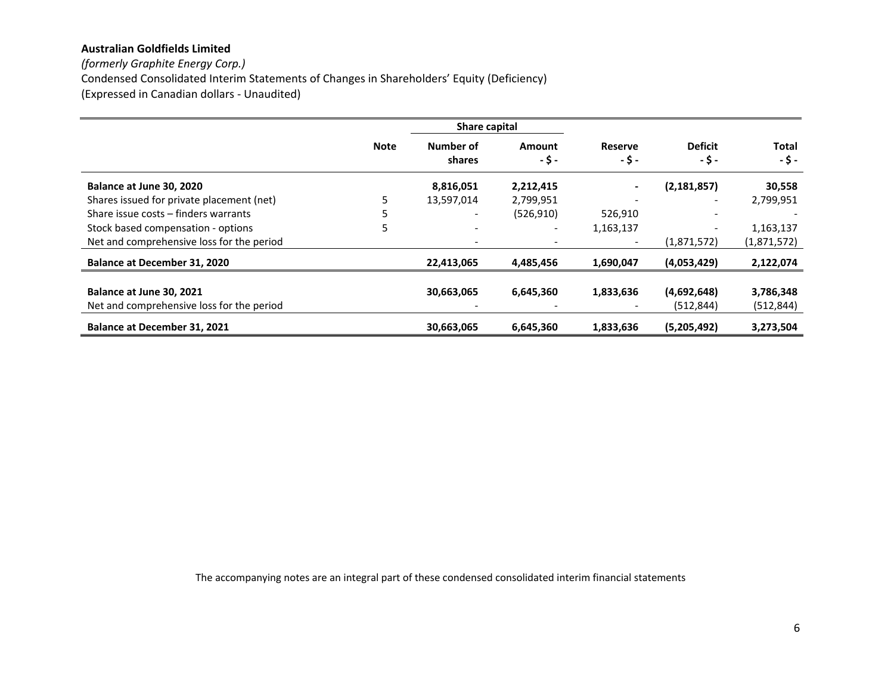**Australian Goldfields Limited**

*(formerly Graphite Energy Corp.)*

Condensed Consolidated Interim Statements of Changes in Shareholders' Equity (Deficiency)

(Expressed in Canadian dollars - Unaudited)

| | | Share capital | | | | |
|---|---|---|---|---|---|---|
| | Note | Number of shares | Amount - $ - | Reserve - $ - | Deficit - $ - | Total - $ - |
| **Balance at June 30, 2020** | | **8,816,051** | **2,212,415** | **-** | **(2,181,857)** | **30,558** |
| Shares issued for private placement (net) | 5 | 13,597,014 | 2,799,951 | - | - | 2,799,951 |
| Share issue costs – finders warrants | 5 | - | (526,910) | 526,910 | - | - |
| Stock based compensation - options | 5 | - | - | 1,163,137 | - | 1,163,137 |
| Net and comprehensive loss for the period | | - | - | - | (1,871,572) | (1,871,572) |
| **Balance at December 31, 2020** | | **22,413,065** | **4,485,456** | **1,690,047** | **(4,053,429)** | **2,122,074** |
| | | | | | | |
| **Balance at June 30, 2021** | | **30,663,065** | **6,645,360** | **1,833,636** | **(4,692,648)** | **3,786,348** |
| Net and comprehensive loss for the period | | - | - | - | (512,844) | (512,844) |
| **Balance at December 31, 2021** | | **30,663,065** | **6,645,360** | **1,833,636** | **(5,205,492)** | **3,273,504** |

The accompanying notes are an integral part of these condensed consolidated interim financial statements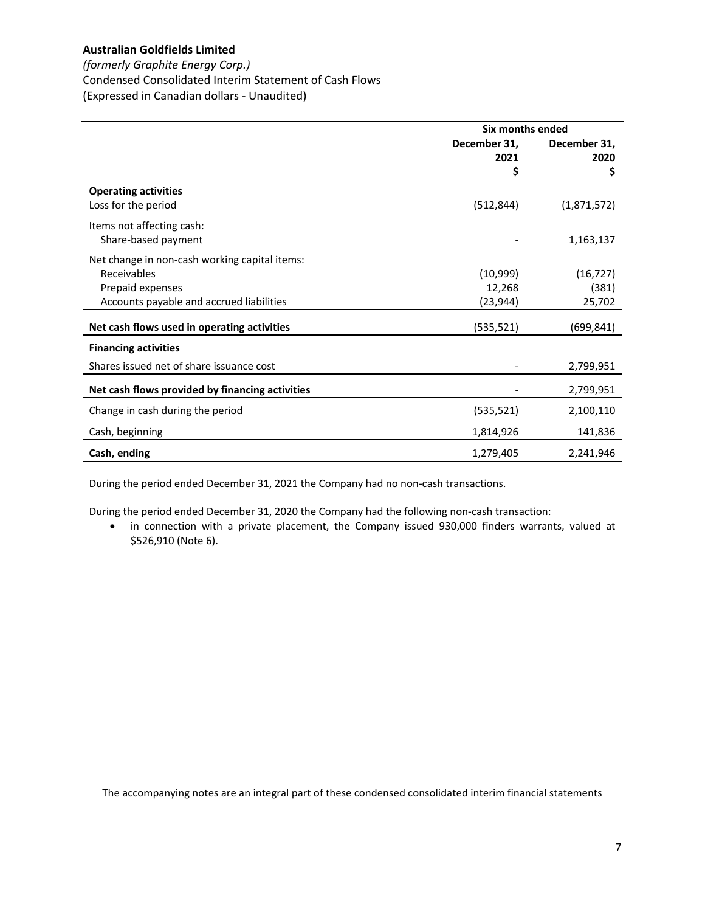**Australian Goldfields Limited**

*(formerly Graphite Energy Corp.)*

Condensed Consolidated Interim Statement of Cash Flows

(Expressed in Canadian dollars - Unaudited)

| | Six months ended | |
|---|---|---|
| | December 31, 2021 $ | December 31, 2020 $ |
| **Operating activities** | | |
| Loss for the period | (512,844) | (1,871,572) |
| Items not affecting cash: | | |
| Share-based payment | - | 1,163,137 |
| Net change in non-cash working capital items: | | |
| Receivables | (10,999) | (16,727) |
| Prepaid expenses | 12,268 | (381) |
| Accounts payable and accrued liabilities | (23,944) | 25,702 |
| **Net cash flows used in operating activities** | (535,521) | (699,841) |
| **Financing activities** | | |
| Shares issued net of share issuance cost | - | 2,799,951 |
| **Net cash flows provided by financing activities** | - | 2,799,951 |
| Change in cash during the period | (535,521) | 2,100,110 |
| Cash, beginning | 1,814,926 | 141,836 |
| **Cash, ending** | 1,279,405 | 2,241,946 |

During the period ended December 31, 2021 the Company had no non-cash transactions.

During the period ended December 31, 2020 the Company had the following non-cash transaction:

- in connection with a private placement, the Company issued 930,000 finders warrants, valued at $526,910 (Note 6).

The accompanying notes are an integral part of these condensed consolidated interim financial statements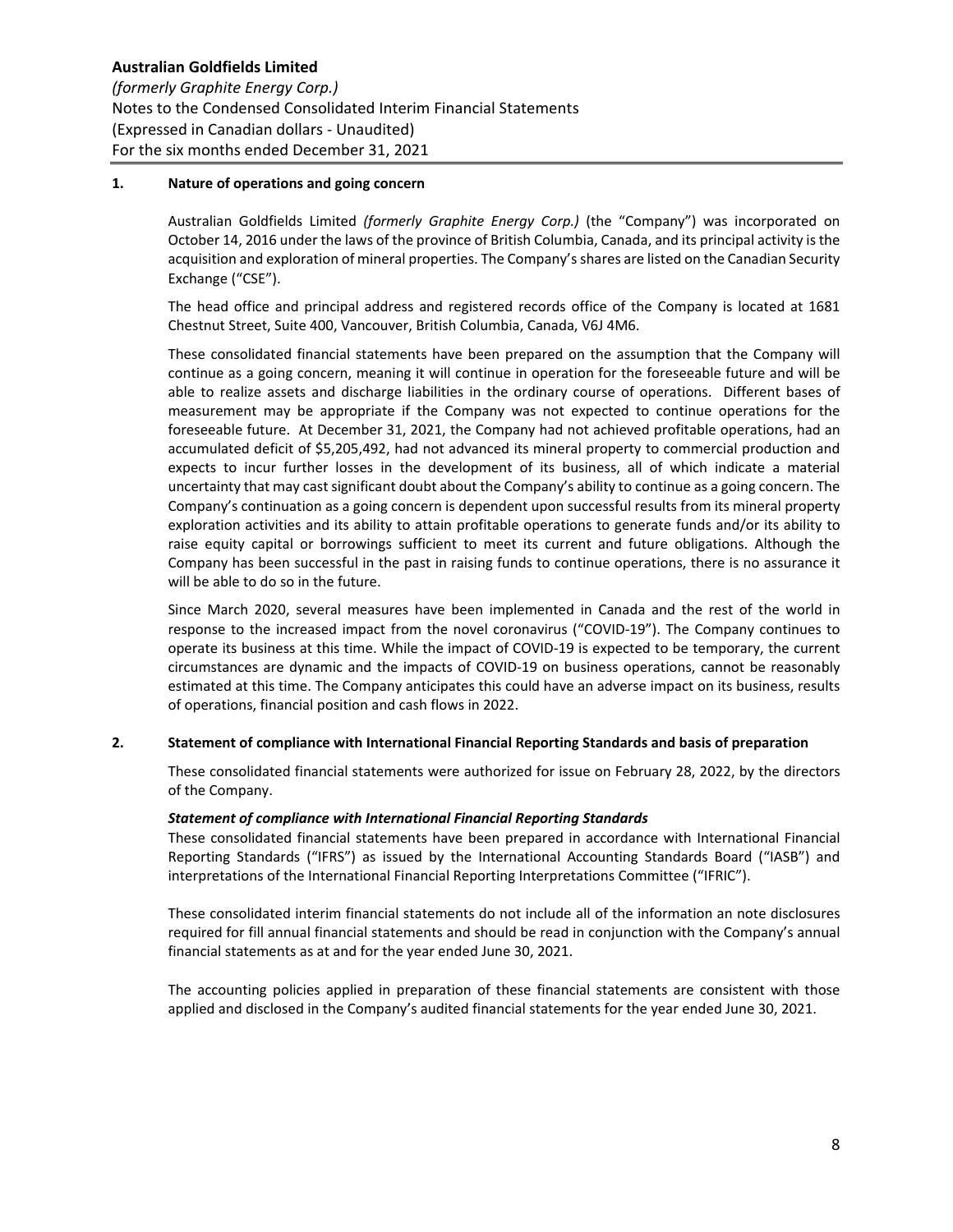## 1. Nature of operations and going concern

Australian Goldfields Limited *(formerly Graphite Energy Corp.)* (the "Company") was incorporated on October 14, 2016 under the laws of the province of British Columbia, Canada, and its principal activity is the acquisition and exploration of mineral properties. The Company's shares are listed on the Canadian Security Exchange ("CSE").

The head office and principal address and registered records office of the Company is located at 1681 Chestnut Street, Suite 400, Vancouver, British Columbia, Canada, V6J 4M6.

These consolidated financial statements have been prepared on the assumption that the Company will continue as a going concern, meaning it will continue in operation for the foreseeable future and will be able to realize assets and discharge liabilities in the ordinary course of operations. Different bases of measurement may be appropriate if the Company was not expected to continue operations for the foreseeable future. At December 31, 2021, the Company had not achieved profitable operations, had an accumulated deficit of $5,205,492, had not advanced its mineral property to commercial production and expects to incur further losses in the development of its business, all of which indicate a material uncertainty that may cast significant doubt about the Company's ability to continue as a going concern. The Company's continuation as a going concern is dependent upon successful results from its mineral property exploration activities and its ability to attain profitable operations to generate funds and/or its ability to raise equity capital or borrowings sufficient to meet its current and future obligations. Although the Company has been successful in the past in raising funds to continue operations, there is no assurance it will be able to do so in the future.

Since March 2020, several measures have been implemented in Canada and the rest of the world in response to the increased impact from the novel coronavirus ("COVID-19"). The Company continues to operate its business at this time. While the impact of COVID-19 is expected to be temporary, the current circumstances are dynamic and the impacts of COVID-19 on business operations, cannot be reasonably estimated at this time. The Company anticipates this could have an adverse impact on its business, results of operations, financial position and cash flows in 2022.

## 2. Statement of compliance with International Financial Reporting Standards and basis of preparation

These consolidated financial statements were authorized for issue on February 28, 2022, by the directors of the Company.

***Statement of compliance with International Financial Reporting Standards***

These consolidated financial statements have been prepared in accordance with International Financial Reporting Standards ("IFRS") as issued by the International Accounting Standards Board ("IASB") and interpretations of the International Financial Reporting Interpretations Committee ("IFRIC").

These consolidated interim financial statements do not include all of the information an note disclosures required for fill annual financial statements and should be read in conjunction with the Company's annual financial statements as at and for the year ended June 30, 2021.

The accounting policies applied in preparation of these financial statements are consistent with those applied and disclosed in the Company's audited financial statements for the year ended June 30, 2021.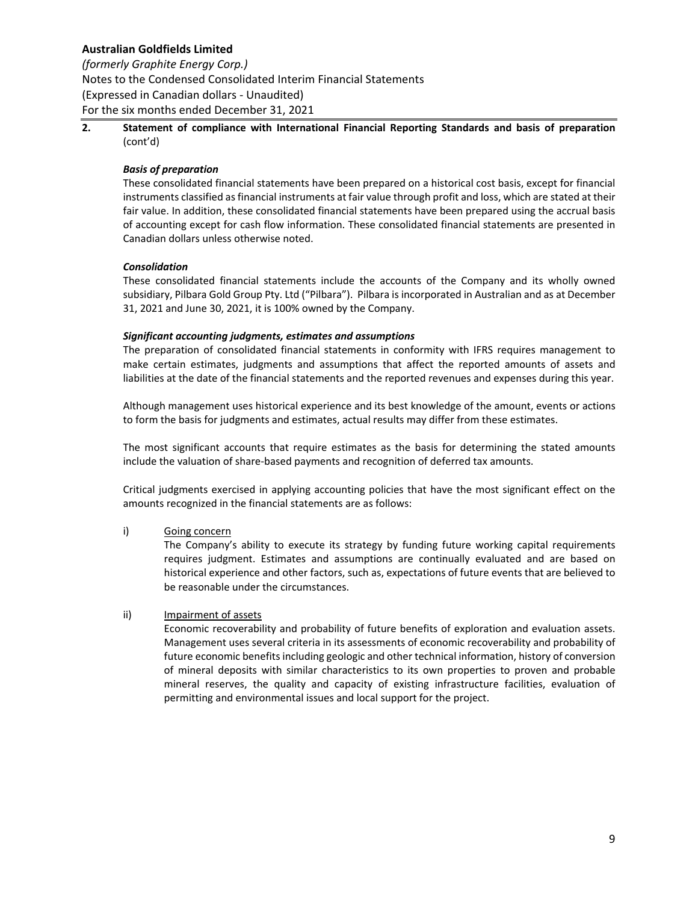## 2. Statement of compliance with International Financial Reporting Standards and basis of preparation (cont'd)

### *Basis of preparation*

These consolidated financial statements have been prepared on a historical cost basis, except for financial instruments classified as financial instruments at fair value through profit and loss, which are stated at their fair value. In addition, these consolidated financial statements have been prepared using the accrual basis of accounting except for cash flow information. These consolidated financial statements are presented in Canadian dollars unless otherwise noted.

### *Consolidation*

These consolidated financial statements include the accounts of the Company and its wholly owned subsidiary, Pilbara Gold Group Pty. Ltd ("Pilbara"). Pilbara is incorporated in Australian and as at December 31, 2021 and June 30, 2021, it is 100% owned by the Company.

### *Significant accounting judgments, estimates and assumptions*

The preparation of consolidated financial statements in conformity with IFRS requires management to make certain estimates, judgments and assumptions that affect the reported amounts of assets and liabilities at the date of the financial statements and the reported revenues and expenses during this year.

Although management uses historical experience and its best knowledge of the amount, events or actions to form the basis for judgments and estimates, actual results may differ from these estimates.

The most significant accounts that require estimates as the basis for determining the stated amounts include the valuation of share-based payments and recognition of deferred tax amounts.

Critical judgments exercised in applying accounting policies that have the most significant effect on the amounts recognized in the financial statements are as follows:

i) Going concern

The Company's ability to execute its strategy by funding future working capital requirements requires judgment. Estimates and assumptions are continually evaluated and are based on historical experience and other factors, such as, expectations of future events that are believed to be reasonable under the circumstances.

ii) Impairment of assets

Economic recoverability and probability of future benefits of exploration and evaluation assets. Management uses several criteria in its assessments of economic recoverability and probability of future economic benefits including geologic and other technical information, history of conversion of mineral deposits with similar characteristics to its own properties to proven and probable mineral reserves, the quality and capacity of existing infrastructure facilities, evaluation of permitting and environmental issues and local support for the project.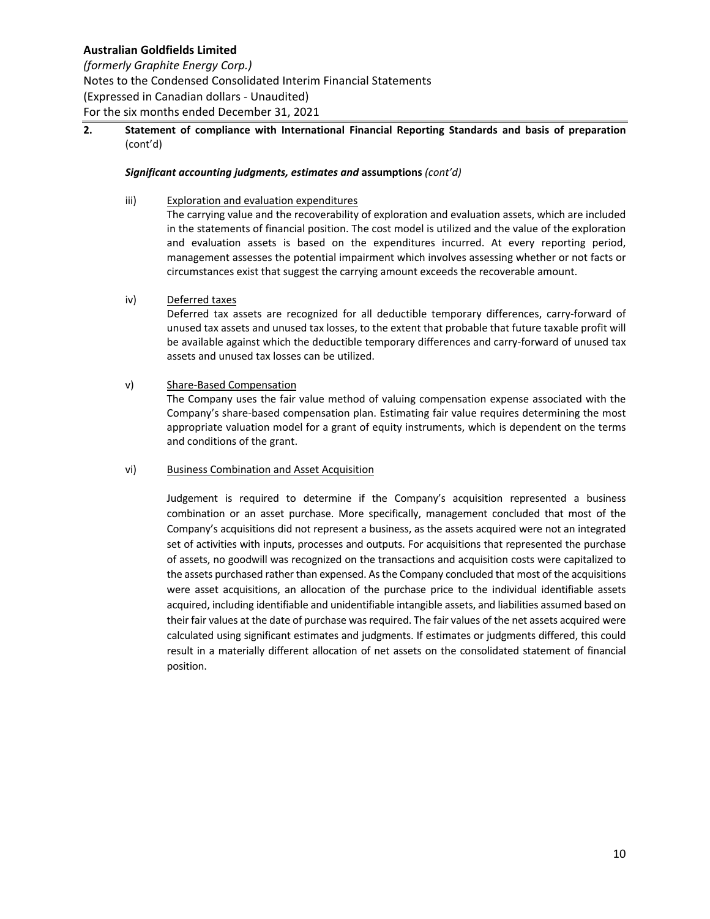**2. Statement of compliance with International Financial Reporting Standards and basis of preparation** (cont'd)

***Significant accounting judgments, estimates and* assumptions** *(cont'd)*

iii) Exploration and evaluation expenditures

The carrying value and the recoverability of exploration and evaluation assets, which are included in the statements of financial position. The cost model is utilized and the value of the exploration and evaluation assets is based on the expenditures incurred. At every reporting period, management assesses the potential impairment which involves assessing whether or not facts or circumstances exist that suggest the carrying amount exceeds the recoverable amount.

iv) Deferred taxes

Deferred tax assets are recognized for all deductible temporary differences, carry-forward of unused tax assets and unused tax losses, to the extent that probable that future taxable profit will be available against which the deductible temporary differences and carry-forward of unused tax assets and unused tax losses can be utilized.

v) Share-Based Compensation

The Company uses the fair value method of valuing compensation expense associated with the Company's share-based compensation plan. Estimating fair value requires determining the most appropriate valuation model for a grant of equity instruments, which is dependent on the terms and conditions of the grant.

vi) Business Combination and Asset Acquisition

Judgement is required to determine if the Company's acquisition represented a business combination or an asset purchase. More specifically, management concluded that most of the Company's acquisitions did not represent a business, as the assets acquired were not an integrated set of activities with inputs, processes and outputs. For acquisitions that represented the purchase of assets, no goodwill was recognized on the transactions and acquisition costs were capitalized to the assets purchased rather than expensed. As the Company concluded that most of the acquisitions were asset acquisitions, an allocation of the purchase price to the individual identifiable assets acquired, including identifiable and unidentifiable intangible assets, and liabilities assumed based on their fair values at the date of purchase was required. The fair values of the net assets acquired were calculated using significant estimates and judgments. If estimates or judgments differed, this could result in a materially different allocation of net assets on the consolidated statement of financial position.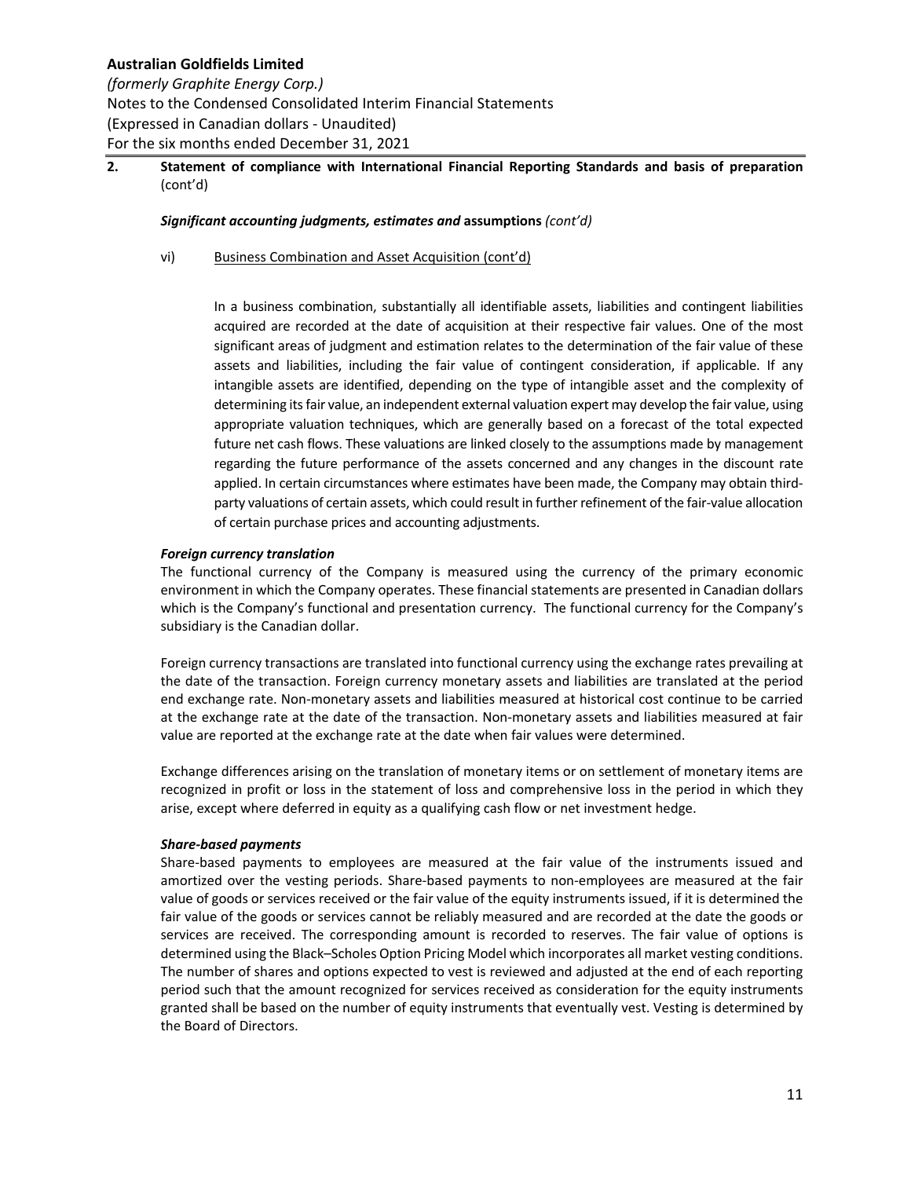**2. Statement of compliance with International Financial Reporting Standards and basis of preparation** (cont'd)

***Significant accounting judgments, estimates and* assumptions** *(cont'd)*

vi) Business Combination and Asset Acquisition (cont'd)

In a business combination, substantially all identifiable assets, liabilities and contingent liabilities acquired are recorded at the date of acquisition at their respective fair values. One of the most significant areas of judgment and estimation relates to the determination of the fair value of these assets and liabilities, including the fair value of contingent consideration, if applicable. If any intangible assets are identified, depending on the type of intangible asset and the complexity of determining its fair value, an independent external valuation expert may develop the fair value, using appropriate valuation techniques, which are generally based on a forecast of the total expected future net cash flows. These valuations are linked closely to the assumptions made by management regarding the future performance of the assets concerned and any changes in the discount rate applied. In certain circumstances where estimates have been made, the Company may obtain third-party valuations of certain assets, which could result in further refinement of the fair-value allocation of certain purchase prices and accounting adjustments.

***Foreign currency translation***

The functional currency of the Company is measured using the currency of the primary economic environment in which the Company operates. These financial statements are presented in Canadian dollars which is the Company's functional and presentation currency. The functional currency for the Company's subsidiary is the Canadian dollar.

Foreign currency transactions are translated into functional currency using the exchange rates prevailing at the date of the transaction. Foreign currency monetary assets and liabilities are translated at the period end exchange rate. Non-monetary assets and liabilities measured at historical cost continue to be carried at the exchange rate at the date of the transaction. Non-monetary assets and liabilities measured at fair value are reported at the exchange rate at the date when fair values were determined.

Exchange differences arising on the translation of monetary items or on settlement of monetary items are recognized in profit or loss in the statement of loss and comprehensive loss in the period in which they arise, except where deferred in equity as a qualifying cash flow or net investment hedge.

***Share-based payments***

Share-based payments to employees are measured at the fair value of the instruments issued and amortized over the vesting periods. Share-based payments to non-employees are measured at the fair value of goods or services received or the fair value of the equity instruments issued, if it is determined the fair value of the goods or services cannot be reliably measured and are recorded at the date the goods or services are received. The corresponding amount is recorded to reserves. The fair value of options is determined using the Black–Scholes Option Pricing Model which incorporates all market vesting conditions. The number of shares and options expected to vest is reviewed and adjusted at the end of each reporting period such that the amount recognized for services received as consideration for the equity instruments granted shall be based on the number of equity instruments that eventually vest. Vesting is determined by the Board of Directors.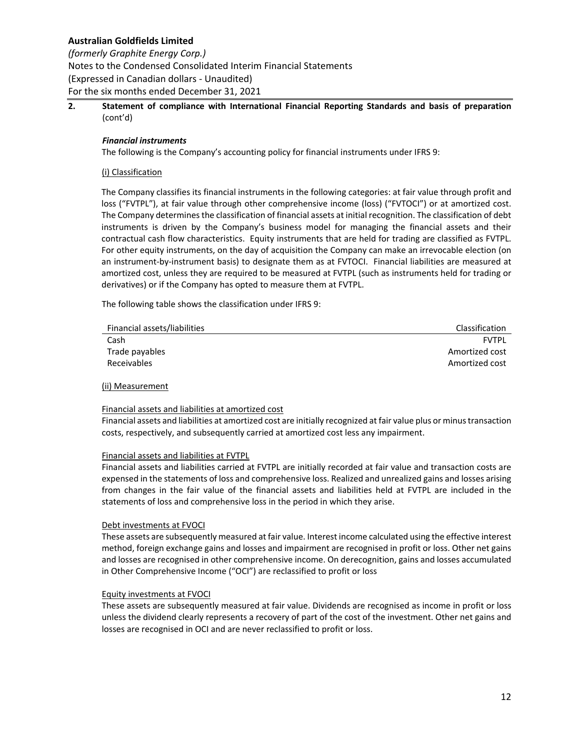## 2. Statement of compliance with International Financial Reporting Standards and basis of preparation (cont'd)

### *Financial instruments*

The following is the Company's accounting policy for financial instruments under IFRS 9:

(i) Classification

The Company classifies its financial instruments in the following categories: at fair value through profit and loss ("FVTPL"), at fair value through other comprehensive income (loss) ("FVTOCI") or at amortized cost. The Company determines the classification of financial assets at initial recognition. The classification of debt instruments is driven by the Company's business model for managing the financial assets and their contractual cash flow characteristics. Equity instruments that are held for trading are classified as FVTPL. For other equity instruments, on the day of acquisition the Company can make an irrevocable election (on an instrument-by-instrument basis) to designate them as at FVTOCI. Financial liabilities are measured at amortized cost, unless they are required to be measured at FVTPL (such as instruments held for trading or derivatives) or if the Company has opted to measure them at FVTPL.

The following table shows the classification under IFRS 9:

| Financial assets/liabilities | Classification |
|---|---|
| Cash | FVTPL |
| Trade payables | Amortized cost |
| Receivables | Amortized cost |

(ii) Measurement

Financial assets and liabilities at amortized cost

Financial assets and liabilities at amortized cost are initially recognized at fair value plus or minus transaction costs, respectively, and subsequently carried at amortized cost less any impairment.

Financial assets and liabilities at FVTPL

Financial assets and liabilities carried at FVTPL are initially recorded at fair value and transaction costs are expensed in the statements of loss and comprehensive loss. Realized and unrealized gains and losses arising from changes in the fair value of the financial assets and liabilities held at FVTPL are included in the statements of loss and comprehensive loss in the period in which they arise.

Debt investments at FVOCI

These assets are subsequently measured at fair value. Interest income calculated using the effective interest method, foreign exchange gains and losses and impairment are recognised in profit or loss. Other net gains and losses are recognised in other comprehensive income. On derecognition, gains and losses accumulated in Other Comprehensive Income ("OCI") are reclassified to profit or loss

Equity investments at FVOCI

These assets are subsequently measured at fair value. Dividends are recognised as income in profit or loss unless the dividend clearly represents a recovery of part of the cost of the investment. Other net gains and losses are recognised in OCI and are never reclassified to profit or loss.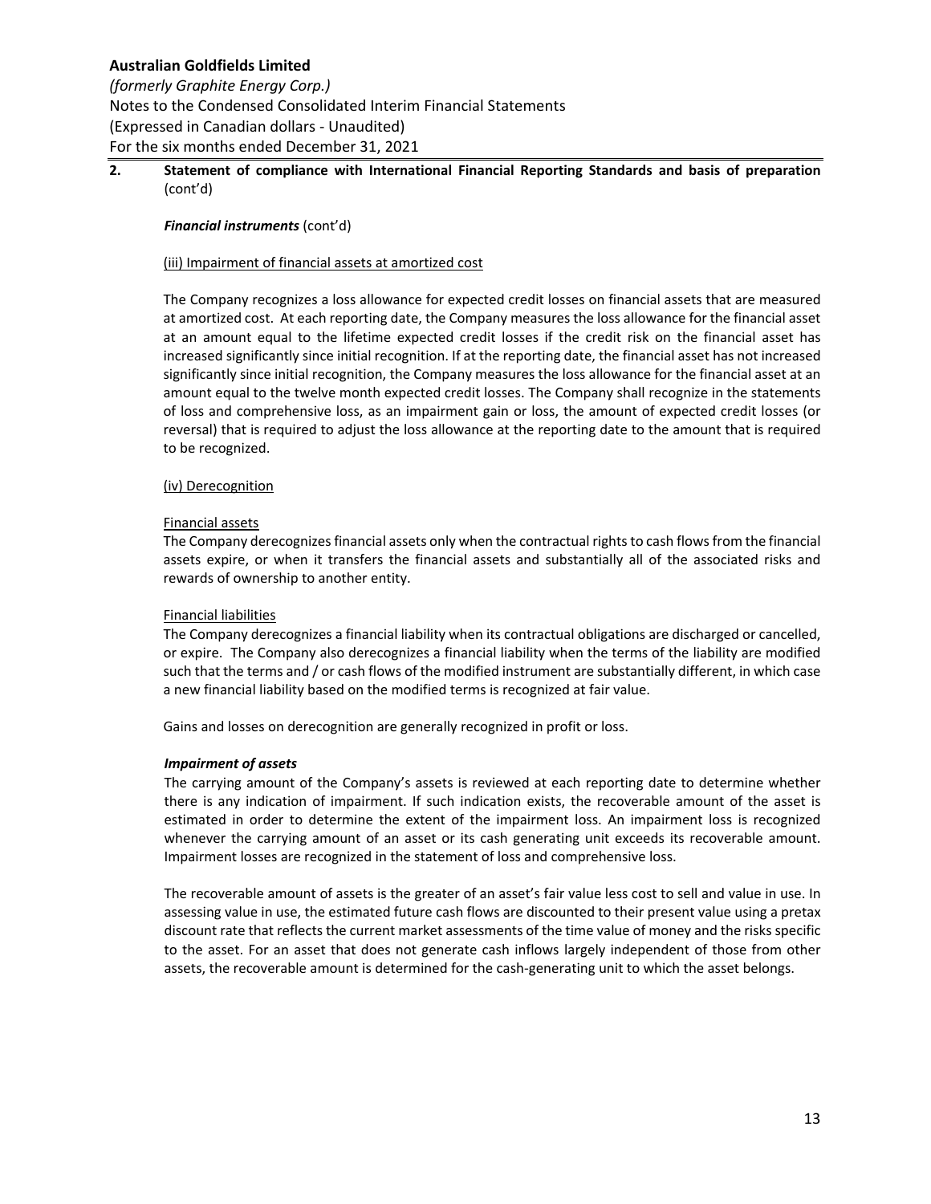**2. Statement of compliance with International Financial Reporting Standards and basis of preparation** (cont'd)

***Financial instruments*** (cont'd)

(iii) Impairment of financial assets at amortized cost

The Company recognizes a loss allowance for expected credit losses on financial assets that are measured at amortized cost. At each reporting date, the Company measures the loss allowance for the financial asset at an amount equal to the lifetime expected credit losses if the credit risk on the financial asset has increased significantly since initial recognition. If at the reporting date, the financial asset has not increased significantly since initial recognition, the Company measures the loss allowance for the financial asset at an amount equal to the twelve month expected credit losses. The Company shall recognize in the statements of loss and comprehensive loss, as an impairment gain or loss, the amount of expected credit losses (or reversal) that is required to adjust the loss allowance at the reporting date to the amount that is required to be recognized.

(iv) Derecognition

Financial assets
The Company derecognizes financial assets only when the contractual rights to cash flows from the financial assets expire, or when it transfers the financial assets and substantially all of the associated risks and rewards of ownership to another entity.

Financial liabilities
The Company derecognizes a financial liability when its contractual obligations are discharged or cancelled, or expire. The Company also derecognizes a financial liability when the terms of the liability are modified such that the terms and / or cash flows of the modified instrument are substantially different, in which case a new financial liability based on the modified terms is recognized at fair value.

Gains and losses on derecognition are generally recognized in profit or loss.

***Impairment of assets***
The carrying amount of the Company's assets is reviewed at each reporting date to determine whether there is any indication of impairment. If such indication exists, the recoverable amount of the asset is estimated in order to determine the extent of the impairment loss. An impairment loss is recognized whenever the carrying amount of an asset or its cash generating unit exceeds its recoverable amount. Impairment losses are recognized in the statement of loss and comprehensive loss.

The recoverable amount of assets is the greater of an asset's fair value less cost to sell and value in use. In assessing value in use, the estimated future cash flows are discounted to their present value using a pretax discount rate that reflects the current market assessments of the time value of money and the risks specific to the asset. For an asset that does not generate cash inflows largely independent of those from other assets, the recoverable amount is determined for the cash-generating unit to which the asset belongs.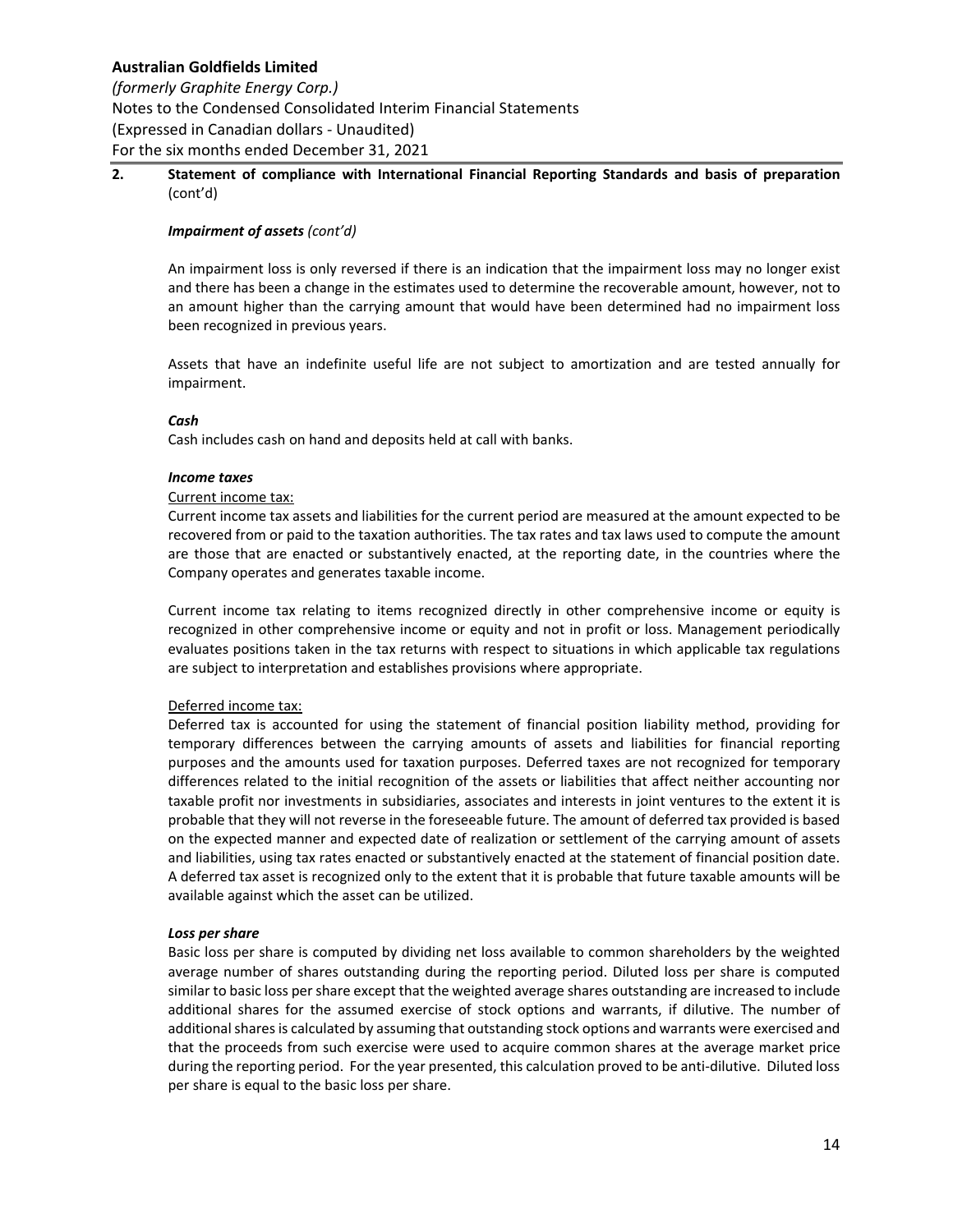## 2. Statement of compliance with International Financial Reporting Standards and basis of preparation (cont'd)

***Impairment of assets*** *(cont'd)*

An impairment loss is only reversed if there is an indication that the impairment loss may no longer exist and there has been a change in the estimates used to determine the recoverable amount, however, not to an amount higher than the carrying amount that would have been determined had no impairment loss been recognized in previous years.

Assets that have an indefinite useful life are not subject to amortization and are tested annually for impairment.

***Cash***

Cash includes cash on hand and deposits held at call with banks.

***Income taxes***

Current income tax:

Current income tax assets and liabilities for the current period are measured at the amount expected to be recovered from or paid to the taxation authorities. The tax rates and tax laws used to compute the amount are those that are enacted or substantively enacted, at the reporting date, in the countries where the Company operates and generates taxable income.

Current income tax relating to items recognized directly in other comprehensive income or equity is recognized in other comprehensive income or equity and not in profit or loss. Management periodically evaluates positions taken in the tax returns with respect to situations in which applicable tax regulations are subject to interpretation and establishes provisions where appropriate.

Deferred income tax:

Deferred tax is accounted for using the statement of financial position liability method, providing for temporary differences between the carrying amounts of assets and liabilities for financial reporting purposes and the amounts used for taxation purposes. Deferred taxes are not recognized for temporary differences related to the initial recognition of the assets or liabilities that affect neither accounting nor taxable profit nor investments in subsidiaries, associates and interests in joint ventures to the extent it is probable that they will not reverse in the foreseeable future. The amount of deferred tax provided is based on the expected manner and expected date of realization or settlement of the carrying amount of assets and liabilities, using tax rates enacted or substantively enacted at the statement of financial position date. A deferred tax asset is recognized only to the extent that it is probable that future taxable amounts will be available against which the asset can be utilized.

***Loss per share***

Basic loss per share is computed by dividing net loss available to common shareholders by the weighted average number of shares outstanding during the reporting period. Diluted loss per share is computed similar to basic loss per share except that the weighted average shares outstanding are increased to include additional shares for the assumed exercise of stock options and warrants, if dilutive. The number of additional shares is calculated by assuming that outstanding stock options and warrants were exercised and that the proceeds from such exercise were used to acquire common shares at the average market price during the reporting period. For the year presented, this calculation proved to be anti-dilutive. Diluted loss per share is equal to the basic loss per share.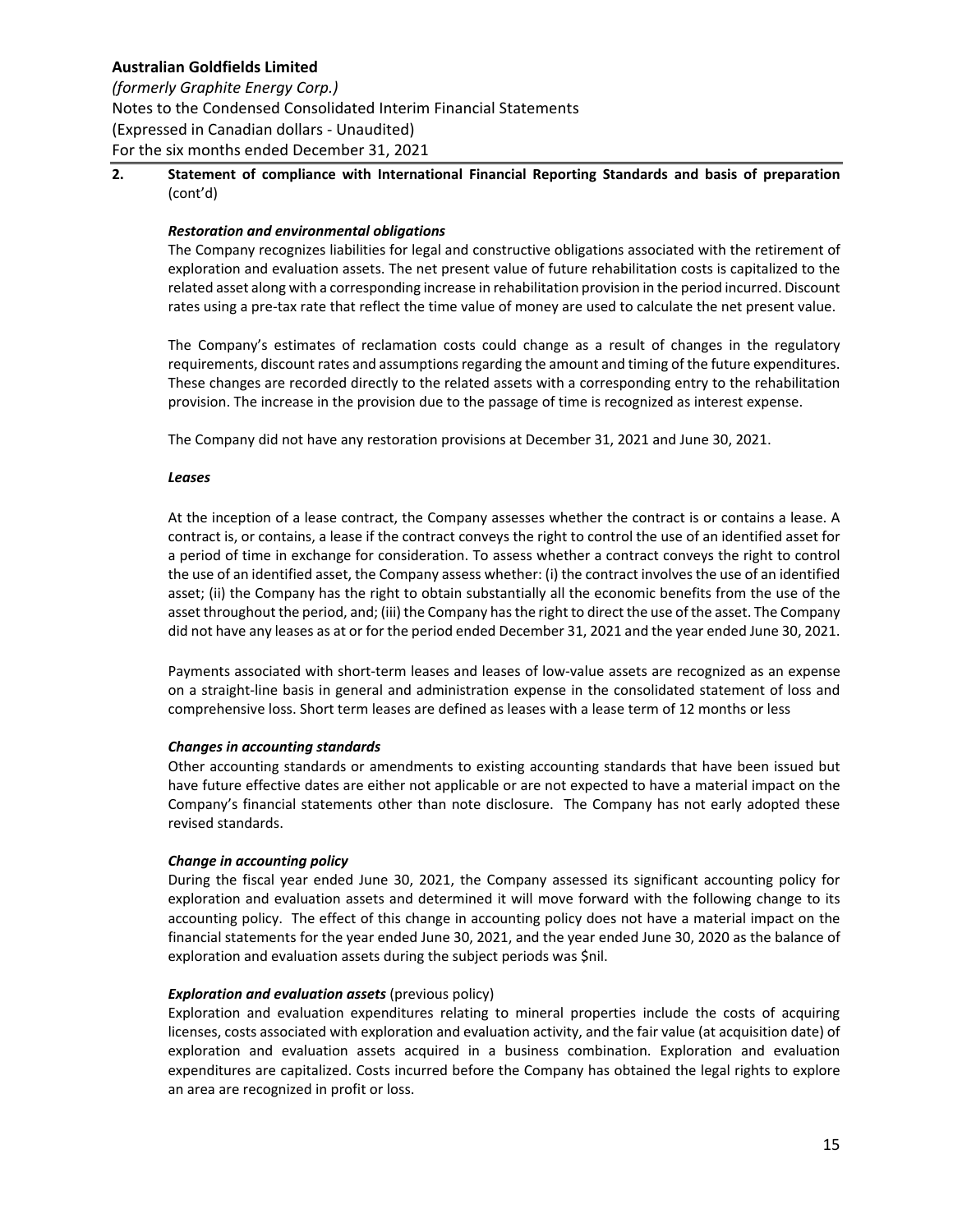**2. Statement of compliance with International Financial Reporting Standards and basis of preparation** (cont'd)

***Restoration and environmental obligations***

The Company recognizes liabilities for legal and constructive obligations associated with the retirement of exploration and evaluation assets. The net present value of future rehabilitation costs is capitalized to the related asset along with a corresponding increase in rehabilitation provision in the period incurred. Discount rates using a pre-tax rate that reflect the time value of money are used to calculate the net present value.

The Company's estimates of reclamation costs could change as a result of changes in the regulatory requirements, discount rates and assumptions regarding the amount and timing of the future expenditures. These changes are recorded directly to the related assets with a corresponding entry to the rehabilitation provision. The increase in the provision due to the passage of time is recognized as interest expense.

The Company did not have any restoration provisions at December 31, 2021 and June 30, 2021.

***Leases***

At the inception of a lease contract, the Company assesses whether the contract is or contains a lease. A contract is, or contains, a lease if the contract conveys the right to control the use of an identified asset for a period of time in exchange for consideration. To assess whether a contract conveys the right to control the use of an identified asset, the Company assess whether: (i) the contract involves the use of an identified asset; (ii) the Company has the right to obtain substantially all the economic benefits from the use of the asset throughout the period, and; (iii) the Company has the right to direct the use of the asset. The Company did not have any leases as at or for the period ended December 31, 2021 and the year ended June 30, 2021.

Payments associated with short-term leases and leases of low-value assets are recognized as an expense on a straight-line basis in general and administration expense in the consolidated statement of loss and comprehensive loss. Short term leases are defined as leases with a lease term of 12 months or less

***Changes in accounting standards***

Other accounting standards or amendments to existing accounting standards that have been issued but have future effective dates are either not applicable or are not expected to have a material impact on the Company's financial statements other than note disclosure. The Company has not early adopted these revised standards.

***Change in accounting policy***

During the fiscal year ended June 30, 2021, the Company assessed its significant accounting policy for exploration and evaluation assets and determined it will move forward with the following change to its accounting policy. The effect of this change in accounting policy does not have a material impact on the financial statements for the year ended June 30, 2021, and the year ended June 30, 2020 as the balance of exploration and evaluation assets during the subject periods was $nil.

***Exploration and evaluation assets*** (previous policy)

Exploration and evaluation expenditures relating to mineral properties include the costs of acquiring licenses, costs associated with exploration and evaluation activity, and the fair value (at acquisition date) of exploration and evaluation assets acquired in a business combination. Exploration and evaluation expenditures are capitalized. Costs incurred before the Company has obtained the legal rights to explore an area are recognized in profit or loss.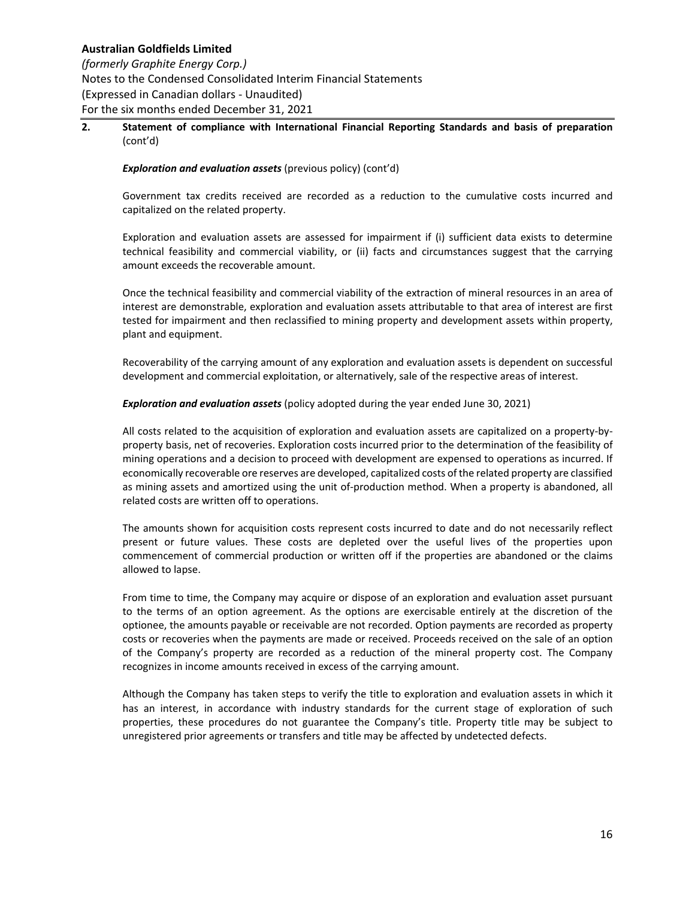## 2. Statement of compliance with International Financial Reporting Standards and basis of preparation (cont'd)

***Exploration and evaluation assets*** (previous policy) (cont'd)

Government tax credits received are recorded as a reduction to the cumulative costs incurred and capitalized on the related property.

Exploration and evaluation assets are assessed for impairment if (i) sufficient data exists to determine technical feasibility and commercial viability, or (ii) facts and circumstances suggest that the carrying amount exceeds the recoverable amount.

Once the technical feasibility and commercial viability of the extraction of mineral resources in an area of interest are demonstrable, exploration and evaluation assets attributable to that area of interest are first tested for impairment and then reclassified to mining property and development assets within property, plant and equipment.

Recoverability of the carrying amount of any exploration and evaluation assets is dependent on successful development and commercial exploitation, or alternatively, sale of the respective areas of interest.

***Exploration and evaluation assets*** (policy adopted during the year ended June 30, 2021)

All costs related to the acquisition of exploration and evaluation assets are capitalized on a property-by-property basis, net of recoveries. Exploration costs incurred prior to the determination of the feasibility of mining operations and a decision to proceed with development are expensed to operations as incurred. If economically recoverable ore reserves are developed, capitalized costs of the related property are classified as mining assets and amortized using the unit of-production method. When a property is abandoned, all related costs are written off to operations.

The amounts shown for acquisition costs represent costs incurred to date and do not necessarily reflect present or future values. These costs are depleted over the useful lives of the properties upon commencement of commercial production or written off if the properties are abandoned or the claims allowed to lapse.

From time to time, the Company may acquire or dispose of an exploration and evaluation asset pursuant to the terms of an option agreement. As the options are exercisable entirely at the discretion of the optionee, the amounts payable or receivable are not recorded. Option payments are recorded as property costs or recoveries when the payments are made or received. Proceeds received on the sale of an option of the Company's property are recorded as a reduction of the mineral property cost. The Company recognizes in income amounts received in excess of the carrying amount.

Although the Company has taken steps to verify the title to exploration and evaluation assets in which it has an interest, in accordance with industry standards for the current stage of exploration of such properties, these procedures do not guarantee the Company's title. Property title may be subject to unregistered prior agreements or transfers and title may be affected by undetected defects.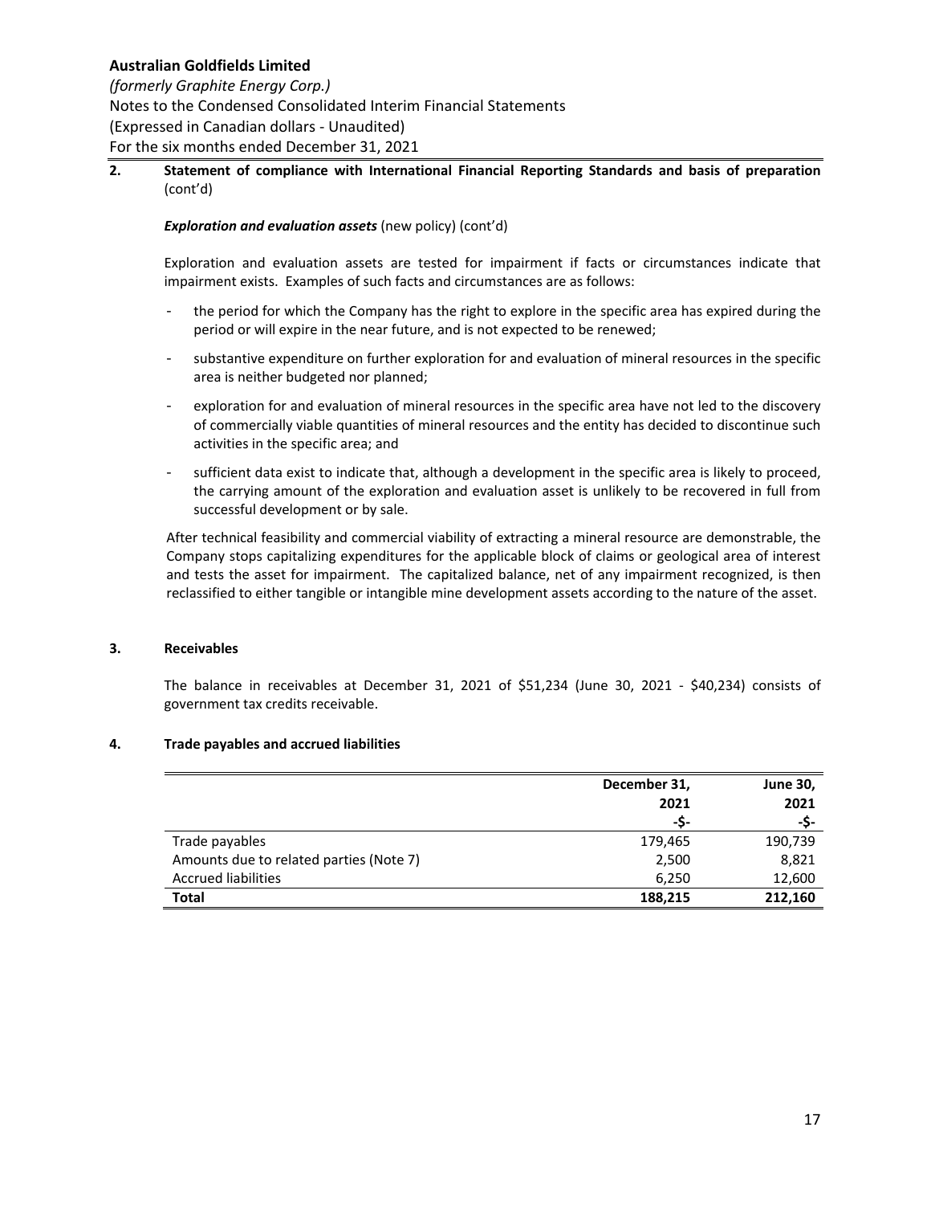## 2. Statement of compliance with International Financial Reporting Standards and basis of preparation (cont'd)

***Exploration and evaluation assets*** (new policy) (cont'd)

Exploration and evaluation assets are tested for impairment if facts or circumstances indicate that impairment exists. Examples of such facts and circumstances are as follows:

- the period for which the Company has the right to explore in the specific area has expired during the period or will expire in the near future, and is not expected to be renewed;
- substantive expenditure on further exploration for and evaluation of mineral resources in the specific area is neither budgeted nor planned;
- exploration for and evaluation of mineral resources in the specific area have not led to the discovery of commercially viable quantities of mineral resources and the entity has decided to discontinue such activities in the specific area; and
- sufficient data exist to indicate that, although a development in the specific area is likely to proceed, the carrying amount of the exploration and evaluation asset is unlikely to be recovered in full from successful development or by sale.

After technical feasibility and commercial viability of extracting a mineral resource are demonstrable, the Company stops capitalizing expenditures for the applicable block of claims or geological area of interest and tests the asset for impairment. The capitalized balance, net of any impairment recognized, is then reclassified to either tangible or intangible mine development assets according to the nature of the asset.

## 3. Receivables

The balance in receivables at December 31, 2021 of $51,234 (June 30, 2021 - $40,234) consists of government tax credits receivable.

## 4. Trade payables and accrued liabilities

| | December 31, 2021 -$- | June 30, 2021 -$- |
|---|---|---|
| Trade payables | 179,465 | 190,739 |
| Amounts due to related parties (Note 7) | 2,500 | 8,821 |
| Accrued liabilities | 6,250 | 12,600 |
| **Total** | **188,215** | **212,160** |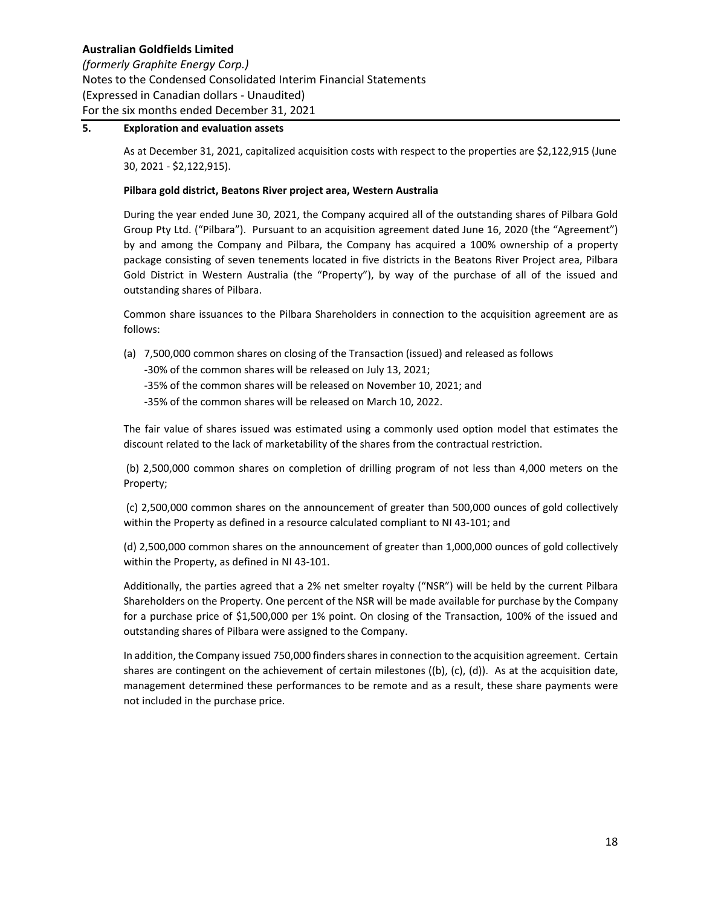## 5. Exploration and evaluation assets

As at December 31, 2021, capitalized acquisition costs with respect to the properties are $2,122,915 (June 30, 2021 - $2,122,915).

**Pilbara gold district, Beatons River project area, Western Australia**

During the year ended June 30, 2021, the Company acquired all of the outstanding shares of Pilbara Gold Group Pty Ltd. ("Pilbara"). Pursuant to an acquisition agreement dated June 16, 2020 (the "Agreement") by and among the Company and Pilbara, the Company has acquired a 100% ownership of a property package consisting of seven tenements located in five districts in the Beatons River Project area, Pilbara Gold District in Western Australia (the "Property"), by way of the purchase of all of the issued and outstanding shares of Pilbara.

Common share issuances to the Pilbara Shareholders in connection to the acquisition agreement are as follows:

(a) 7,500,000 common shares on closing of the Transaction (issued) and released as follows
- -30% of the common shares will be released on July 13, 2021;
- -35% of the common shares will be released on November 10, 2021; and
- -35% of the common shares will be released on March 10, 2022.

The fair value of shares issued was estimated using a commonly used option model that estimates the discount related to the lack of marketability of the shares from the contractual restriction.

(b) 2,500,000 common shares on completion of drilling program of not less than 4,000 meters on the Property;

(c) 2,500,000 common shares on the announcement of greater than 500,000 ounces of gold collectively within the Property as defined in a resource calculated compliant to NI 43-101; and

(d) 2,500,000 common shares on the announcement of greater than 1,000,000 ounces of gold collectively within the Property, as defined in NI 43-101.

Additionally, the parties agreed that a 2% net smelter royalty ("NSR") will be held by the current Pilbara Shareholders on the Property. One percent of the NSR will be made available for purchase by the Company for a purchase price of $1,500,000 per 1% point. On closing of the Transaction, 100% of the issued and outstanding shares of Pilbara were assigned to the Company.

In addition, the Company issued 750,000 finders shares in connection to the acquisition agreement. Certain shares are contingent on the achievement of certain milestones ((b), (c), (d)). As at the acquisition date, management determined these performances to be remote and as a result, these share payments were not included in the purchase price.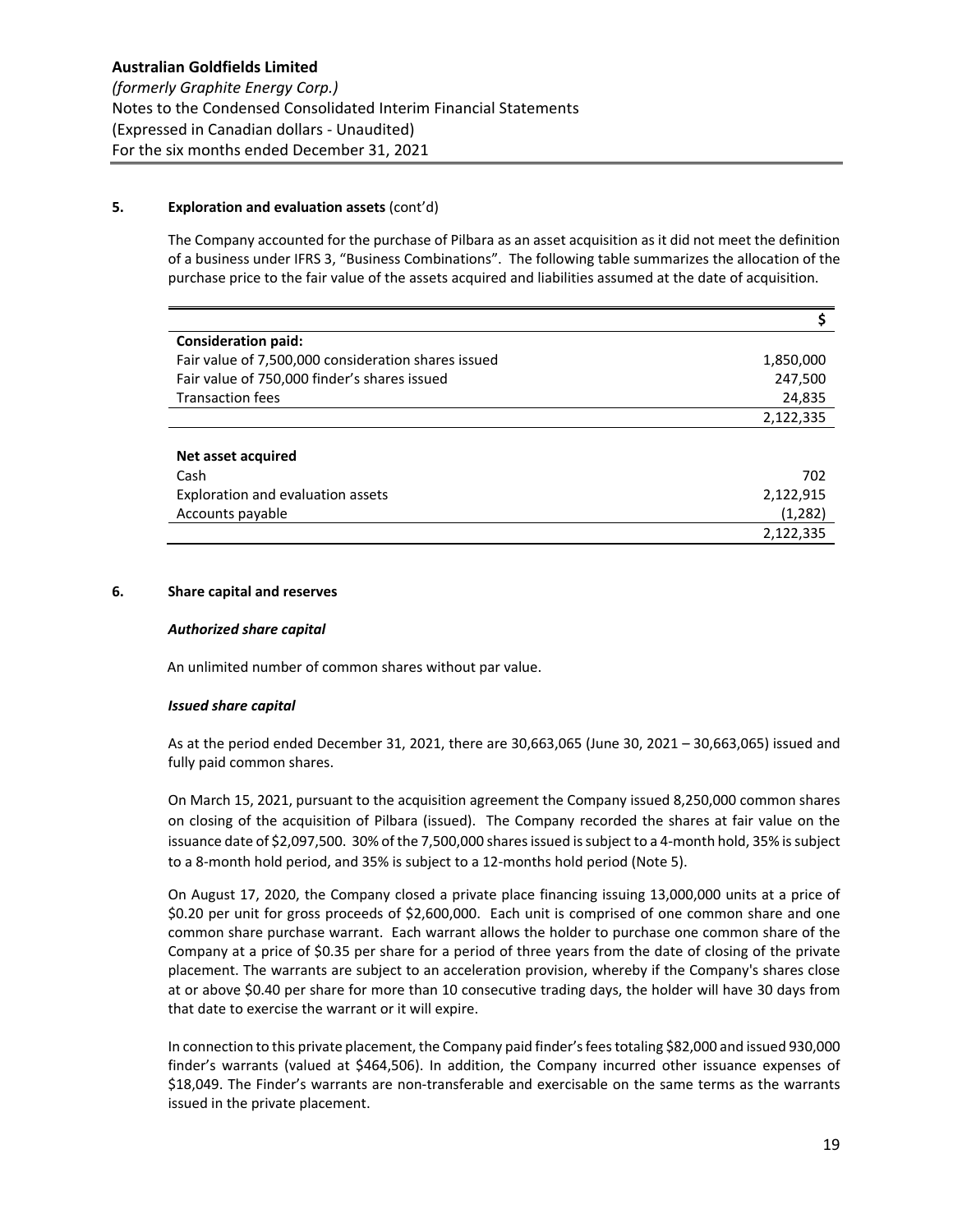### 5. Exploration and evaluation assets (cont'd)

The Company accounted for the purchase of Pilbara as an asset acquisition as it did not meet the definition of a business under IFRS 3, "Business Combinations". The following table summarizes the allocation of the purchase price to the fair value of the assets acquired and liabilities assumed at the date of acquisition.

| | $ |
|---|---|
| **Consideration paid:** | |
| Fair value of 7,500,000 consideration shares issued | 1,850,000 |
| Fair value of 750,000 finder's shares issued | 247,500 |
| Transaction fees | 24,835 |
| | 2,122,335 |
| | |
| **Net asset acquired** | |
| Cash | 702 |
| Exploration and evaluation assets | 2,122,915 |
| Accounts payable | (1,282) |
| | 2,122,335 |

### 6. Share capital and reserves

***Authorized share capital***

An unlimited number of common shares without par value.

***Issued share capital***

As at the period ended December 31, 2021, there are 30,663,065 (June 30, 2021 – 30,663,065) issued and fully paid common shares.

On March 15, 2021, pursuant to the acquisition agreement the Company issued 8,250,000 common shares on closing of the acquisition of Pilbara (issued). The Company recorded the shares at fair value on the issuance date of $2,097,500. 30% of the 7,500,000 shares issued is subject to a 4-month hold, 35% is subject to a 8-month hold period, and 35% is subject to a 12-months hold period (Note 5).

On August 17, 2020, the Company closed a private place financing issuing 13,000,000 units at a price of $0.20 per unit for gross proceeds of $2,600,000. Each unit is comprised of one common share and one common share purchase warrant. Each warrant allows the holder to purchase one common share of the Company at a price of $0.35 per share for a period of three years from the date of closing of the private placement. The warrants are subject to an acceleration provision, whereby if the Company's shares close at or above $0.40 per share for more than 10 consecutive trading days, the holder will have 30 days from that date to exercise the warrant or it will expire.

In connection to this private placement, the Company paid finder's fees totaling $82,000 and issued 930,000 finder's warrants (valued at $464,506). In addition, the Company incurred other issuance expenses of $18,049. The Finder's warrants are non-transferable and exercisable on the same terms as the warrants issued in the private placement.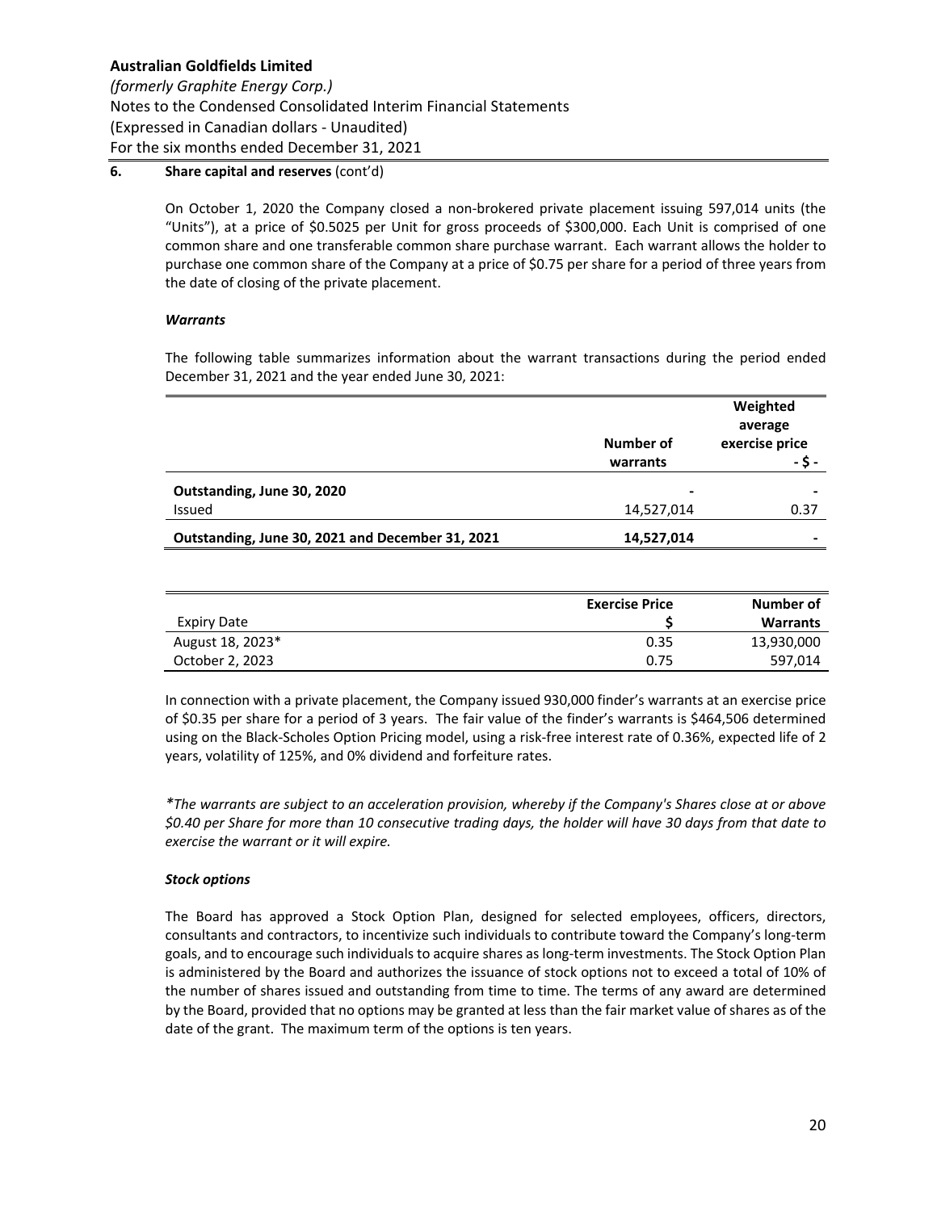**Australian Goldfields Limited**

*(formerly Graphite Energy Corp.)*

Notes to the Condensed Consolidated Interim Financial Statements

(Expressed in Canadian dollars - Unaudited)

For the six months ended December 31, 2021

**6. Share capital and reserves** (cont'd)

On October 1, 2020 the Company closed a non-brokered private placement issuing 597,014 units (the "Units"), at a price of $0.5025 per Unit for gross proceeds of $300,000. Each Unit is comprised of one common share and one transferable common share purchase warrant. Each warrant allows the holder to purchase one common share of the Company at a price of $0.75 per share for a period of three years from the date of closing of the private placement.

***Warrants***

The following table summarizes information about the warrant transactions during the period ended December 31, 2021 and the year ended June 30, 2021:

| | Number of warrants | Weighted average exercise price - $ - |
|---|---|---|
| **Outstanding, June 30, 2020** | - | - |
| Issued | 14,527,014 | 0.37 |
| **Outstanding, June 30, 2021 and December 31, 2021** | **14,527,014** | - |

| Expiry Date | Exercise Price $ | Number of Warrants |
|---|---|---|
| August 18, 2023* | 0.35 | 13,930,000 |
| October 2, 2023 | 0.75 | 597,014 |

In connection with a private placement, the Company issued 930,000 finder's warrants at an exercise price of $0.35 per share for a period of 3 years. The fair value of the finder's warrants is $464,506 determined using on the Black-Scholes Option Pricing model, using a risk-free interest rate of 0.36%, expected life of 2 years, volatility of 125%, and 0% dividend and forfeiture rates.

*\*The warrants are subject to an acceleration provision, whereby if the Company's Shares close at or above $0.40 per Share for more than 10 consecutive trading days, the holder will have 30 days from that date to exercise the warrant or it will expire.*

***Stock options***

The Board has approved a Stock Option Plan, designed for selected employees, officers, directors, consultants and contractors, to incentivize such individuals to contribute toward the Company's long-term goals, and to encourage such individuals to acquire shares as long-term investments. The Stock Option Plan is administered by the Board and authorizes the issuance of stock options not to exceed a total of 10% of the number of shares issued and outstanding from time to time. The terms of any award are determined by the Board, provided that no options may be granted at less than the fair market value of shares as of the date of the grant. The maximum term of the options is ten years.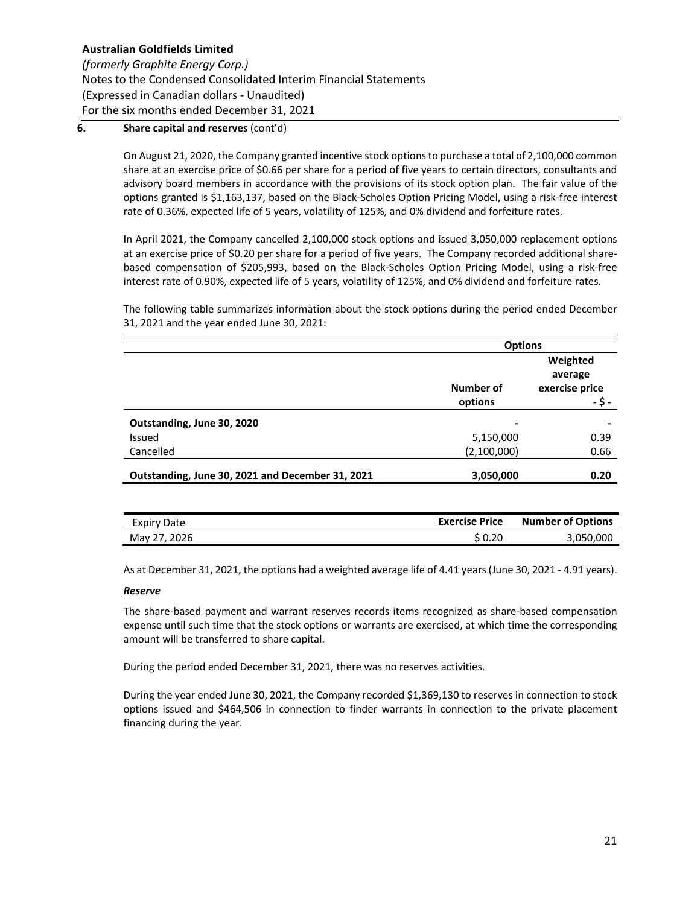**6. Share capital and reserves** (cont'd)

On August 21, 2020, the Company granted incentive stock options to purchase a total of 2,100,000 common share at an exercise price of $0.66 per share for a period of five years to certain directors, consultants and advisory board members in accordance with the provisions of its stock option plan. The fair value of the options granted is $1,163,137, based on the Black-Scholes Option Pricing Model, using a risk-free interest rate of 0.36%, expected life of 5 years, volatility of 125%, and 0% dividend and forfeiture rates.

In April 2021, the Company cancelled 2,100,000 stock options and issued 3,050,000 replacement options at an exercise price of $0.20 per share for a period of five years. The Company recorded additional share-based compensation of $205,993, based on the Black-Scholes Option Pricing Model, using a risk-free interest rate of 0.90%, expected life of 5 years, volatility of 125%, and 0% dividend and forfeiture rates.

The following table summarizes information about the stock options during the period ended December 31, 2021 and the year ended June 30, 2021:

| | Options | |
|---|---|---|
| | Number of options | Weighted average exercise price - $ - |
| **Outstanding, June 30, 2020** | - | - |
| Issued | 5,150,000 | 0.39 |
| Cancelled | (2,100,000) | 0.66 |
| **Outstanding, June 30, 2021 and December 31, 2021** | **3,050,000** | **0.20** |

| Expiry Date | Exercise Price | Number of Options |
|---|---|---|
| May 27, 2026 | $ 0.20 | 3,050,000 |

As at December 31, 2021, the options had a weighted average life of 4.41 years (June 30, 2021 - 4.91 years).

***Reserve***

The share-based payment and warrant reserves records items recognized as share-based compensation expense until such time that the stock options or warrants are exercised, at which time the corresponding amount will be transferred to share capital.

During the period ended December 31, 2021, there was no reserves activities.

During the year ended June 30, 2021, the Company recorded $1,369,130 to reserves in connection to stock options issued and $464,506 in connection to finder warrants in connection to the private placement financing during the year.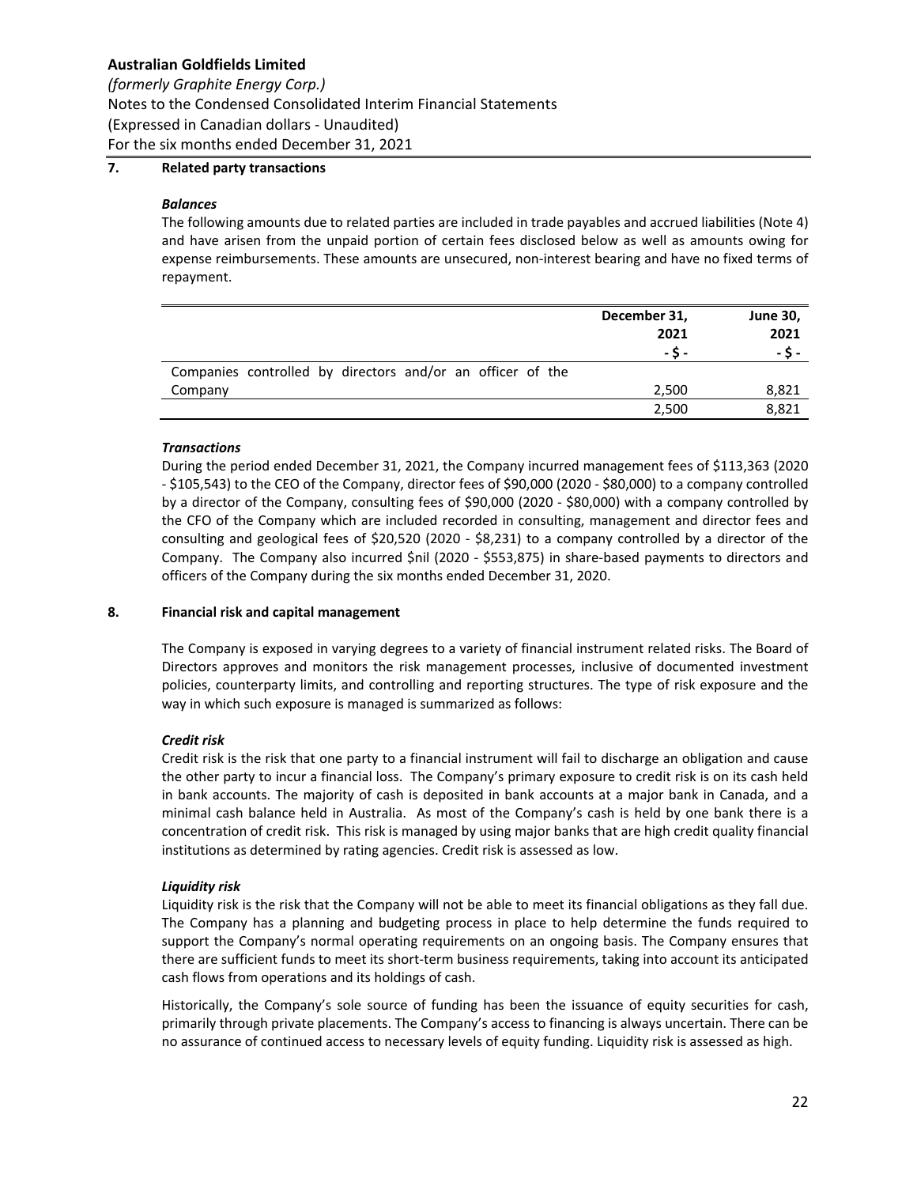## 7. Related party transactions

### *Balances*

The following amounts due to related parties are included in trade payables and accrued liabilities (Note 4) and have arisen from the unpaid portion of certain fees disclosed below as well as amounts owing for expense reimbursements. These amounts are unsecured, non-interest bearing and have no fixed terms of repayment.

| | December 31, 2021 | June 30, 2021 |
|---|---|---|
| | - $ - | - $ - |
| Companies controlled by directors and/or an officer of the Company | 2,500 | 8,821 |
| | 2,500 | 8,821 |

### *Transactions*

During the period ended December 31, 2021, the Company incurred management fees of $113,363 (2020 - $105,543) to the CEO of the Company, director fees of $90,000 (2020 - $80,000) to a company controlled by a director of the Company, consulting fees of $90,000 (2020 - $80,000) with a company controlled by the CFO of the Company which are included recorded in consulting, management and director fees and consulting and geological fees of $20,520 (2020 - $8,231) to a company controlled by a director of the Company. The Company also incurred $nil (2020 - $553,875) in share-based payments to directors and officers of the Company during the six months ended December 31, 2020.

## 8. Financial risk and capital management

The Company is exposed in varying degrees to a variety of financial instrument related risks. The Board of Directors approves and monitors the risk management processes, inclusive of documented investment policies, counterparty limits, and controlling and reporting structures. The type of risk exposure and the way in which such exposure is managed is summarized as follows:

### *Credit risk*

Credit risk is the risk that one party to a financial instrument will fail to discharge an obligation and cause the other party to incur a financial loss. The Company's primary exposure to credit risk is on its cash held in bank accounts. The majority of cash is deposited in bank accounts at a major bank in Canada, and a minimal cash balance held in Australia. As most of the Company's cash is held by one bank there is a concentration of credit risk. This risk is managed by using major banks that are high credit quality financial institutions as determined by rating agencies. Credit risk is assessed as low.

### *Liquidity risk*

Liquidity risk is the risk that the Company will not be able to meet its financial obligations as they fall due. The Company has a planning and budgeting process in place to help determine the funds required to support the Company's normal operating requirements on an ongoing basis. The Company ensures that there are sufficient funds to meet its short-term business requirements, taking into account its anticipated cash flows from operations and its holdings of cash.

Historically, the Company's sole source of funding has been the issuance of equity securities for cash, primarily through private placements. The Company's access to financing is always uncertain. There can be no assurance of continued access to necessary levels of equity funding. Liquidity risk is assessed as high.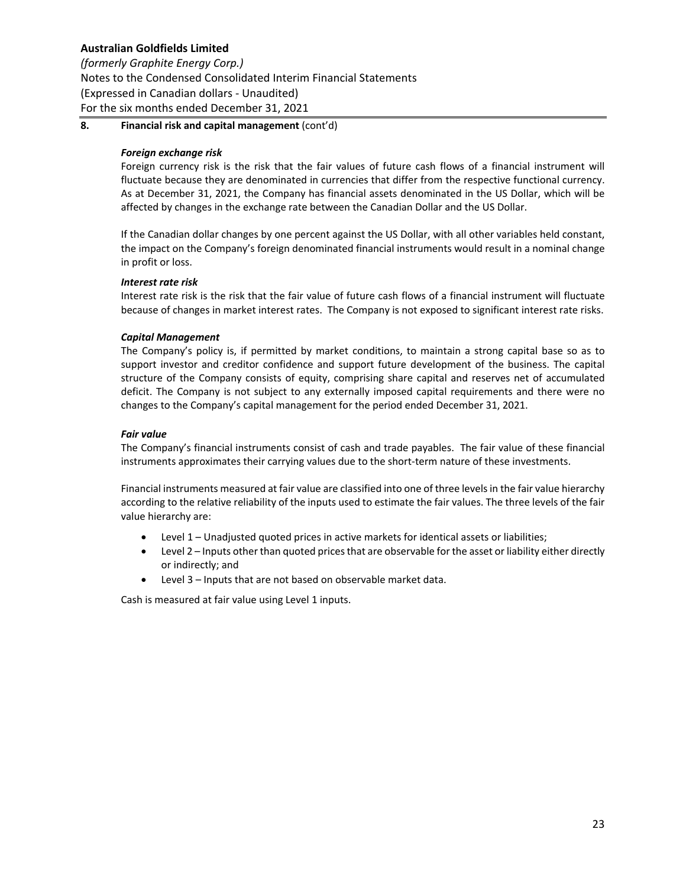## 8. Financial risk and capital management (cont'd)

### *Foreign exchange risk*

Foreign currency risk is the risk that the fair values of future cash flows of a financial instrument will fluctuate because they are denominated in currencies that differ from the respective functional currency. As at December 31, 2021, the Company has financial assets denominated in the US Dollar, which will be affected by changes in the exchange rate between the Canadian Dollar and the US Dollar.

If the Canadian dollar changes by one percent against the US Dollar, with all other variables held constant, the impact on the Company's foreign denominated financial instruments would result in a nominal change in profit or loss.

### *Interest rate risk*

Interest rate risk is the risk that the fair value of future cash flows of a financial instrument will fluctuate because of changes in market interest rates. The Company is not exposed to significant interest rate risks.

### *Capital Management*

The Company's policy is, if permitted by market conditions, to maintain a strong capital base so as to support investor and creditor confidence and support future development of the business. The capital structure of the Company consists of equity, comprising share capital and reserves net of accumulated deficit. The Company is not subject to any externally imposed capital requirements and there were no changes to the Company's capital management for the period ended December 31, 2021.

### *Fair value*

The Company's financial instruments consist of cash and trade payables. The fair value of these financial instruments approximates their carrying values due to the short-term nature of these investments.

Financial instruments measured at fair value are classified into one of three levels in the fair value hierarchy according to the relative reliability of the inputs used to estimate the fair values. The three levels of the fair value hierarchy are:

- Level 1 – Unadjusted quoted prices in active markets for identical assets or liabilities;
- Level 2 – Inputs other than quoted prices that are observable for the asset or liability either directly or indirectly; and
- Level 3 – Inputs that are not based on observable market data.

Cash is measured at fair value using Level 1 inputs.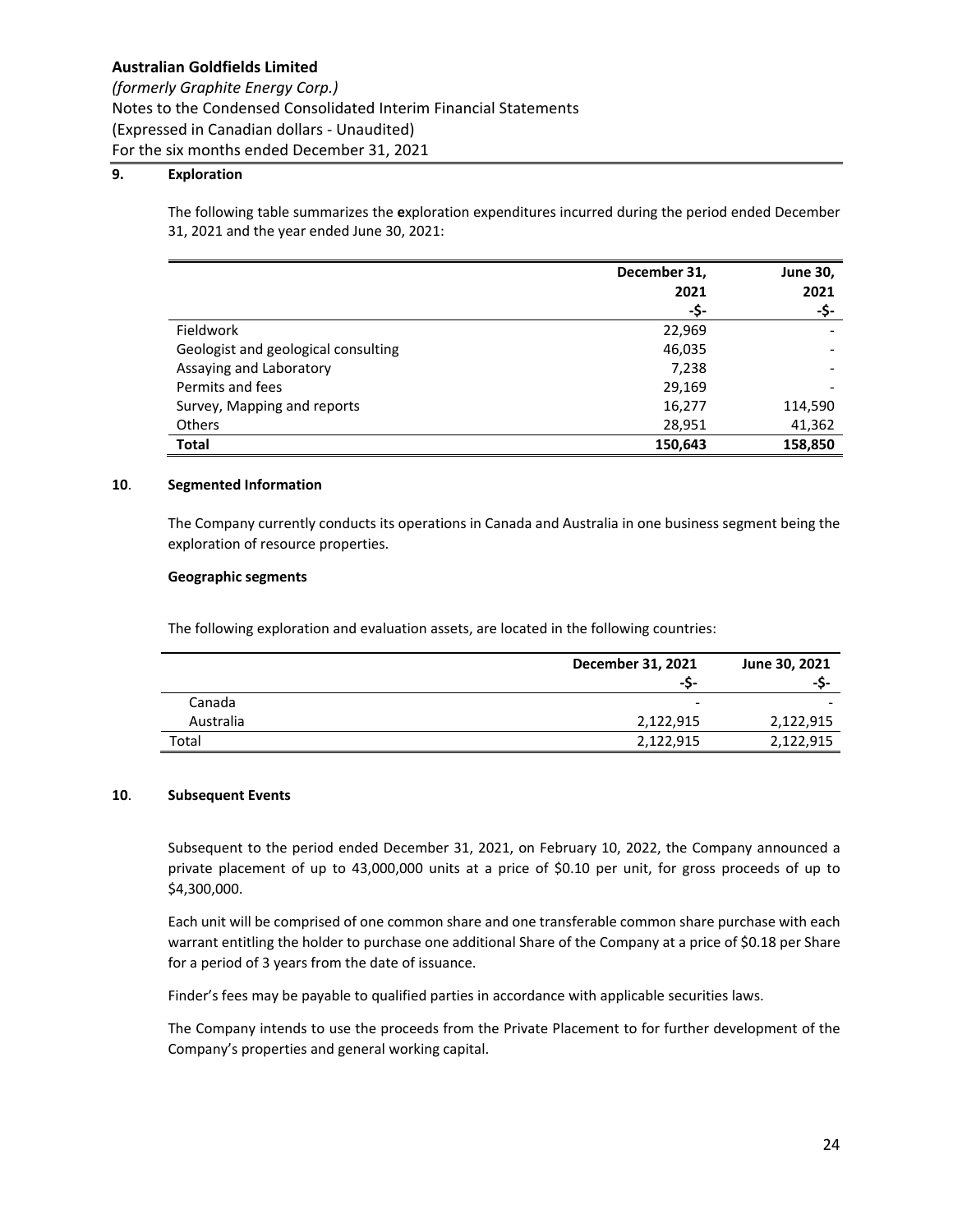**Australian Goldfields Limited**

*(formerly Graphite Energy Corp.)*

Notes to the Condensed Consolidated Interim Financial Statements

(Expressed in Canadian dollars - Unaudited)

For the six months ended December 31, 2021

## 9. Exploration

The following table summarizes the **e**xploration expenditures incurred during the period ended December 31, 2021 and the year ended June 30, 2021:

| | December 31, 2021 -$- | June 30, 2021 -$- |
|---|---|---|
| Fieldwork | 22,969 | - |
| Geologist and geological consulting | 46,035 | - |
| Assaying and Laboratory | 7,238 | - |
| Permits and fees | 29,169 | - |
| Survey, Mapping and reports | 16,277 | 114,590 |
| Others | 28,951 | 41,362 |
| **Total** | **150,643** | **158,850** |

## 10. Segmented Information

The Company currently conducts its operations in Canada and Australia in one business segment being the exploration of resource properties.

**Geographic segments**

The following exploration and evaluation assets, are located in the following countries:

| | December 31, 2021 -$- | June 30, 2021 -$- |
|---|---|---|
| Canada | - | - |
| Australia | 2,122,915 | 2,122,915 |
| Total | 2,122,915 | 2,122,915 |

## 10. Subsequent Events

Subsequent to the period ended December 31, 2021, on February 10, 2022, the Company announced a private placement of up to 43,000,000 units at a price of $0.10 per unit, for gross proceeds of up to $4,300,000.

Each unit will be comprised of one common share and one transferable common share purchase with each warrant entitling the holder to purchase one additional Share of the Company at a price of $0.18 per Share for a period of 3 years from the date of issuance.

Finder's fees may be payable to qualified parties in accordance with applicable securities laws.

The Company intends to use the proceeds from the Private Placement to for further development of the Company's properties and general working capital.